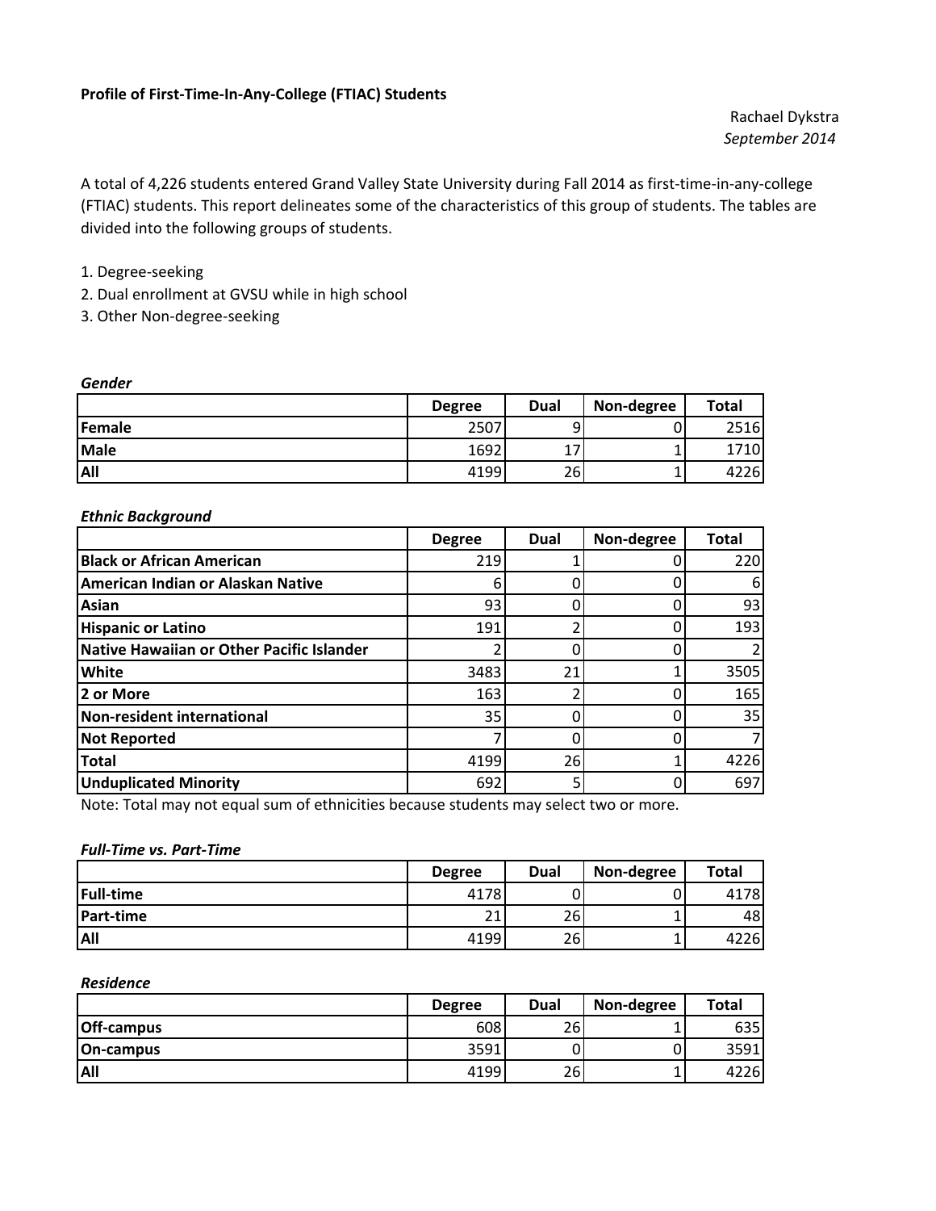**Profile of First-Time-In-Any-College (FTIAC) Students**

Rachael Dykstra
*September 2014*

A total of 4,226 students entered Grand Valley State University during Fall 2014 as first-time-in-any-college (FTIAC) students. This report delineates some of the characteristics of this group of students. The tables are divided into the following groups of students.

1. Degree-seeking
2. Dual enrollment at GVSU while in high school
3. Other Non-degree-seeking

***Gender***

| | Degree | Dual | Non-degree | Total |
|---|---|---|---|---|
| **Female** | 2507 | 9 | 0 | 2516 |
| **Male** | 1692 | 17 | 1 | 1710 |
| **All** | 4199 | 26 | 1 | 4226 |

***Ethnic Background***

| | Degree | Dual | Non-degree | Total |
|---|---|---|---|---|
| **Black or African American** | 219 | 1 | 0 | 220 |
| **American Indian or Alaskan Native** | 6 | 0 | 0 | 6 |
| **Asian** | 93 | 0 | 0 | 93 |
| **Hispanic or Latino** | 191 | 2 | 0 | 193 |
| **Native Hawaiian or Other Pacific Islander** | 2 | 0 | 0 | 2 |
| **White** | 3483 | 21 | 1 | 3505 |
| **2 or More** | 163 | 2 | 0 | 165 |
| **Non-resident international** | 35 | 0 | 0 | 35 |
| **Not Reported** | 7 | 0 | 0 | 7 |
| **Total** | 4199 | 26 | 1 | 4226 |
| **Unduplicated Minority** | 692 | 5 | 0 | 697 |

Note: Total may not equal sum of ethnicities because students may select two or more.

***Full-Time vs. Part-Time***

| | Degree | Dual | Non-degree | Total |
|---|---|---|---|---|
| **Full-time** | 4178 | 0 | 0 | 4178 |
| **Part-time** | 21 | 26 | 1 | 48 |
| **All** | 4199 | 26 | 1 | 4226 |

***Residence***

| | Degree | Dual | Non-degree | Total |
|---|---|---|---|---|
| **Off-campus** | 608 | 26 | 1 | 635 |
| **On-campus** | 3591 | 0 | 0 | 3591 |
| **All** | 4199 | 26 | 1 | 4226 |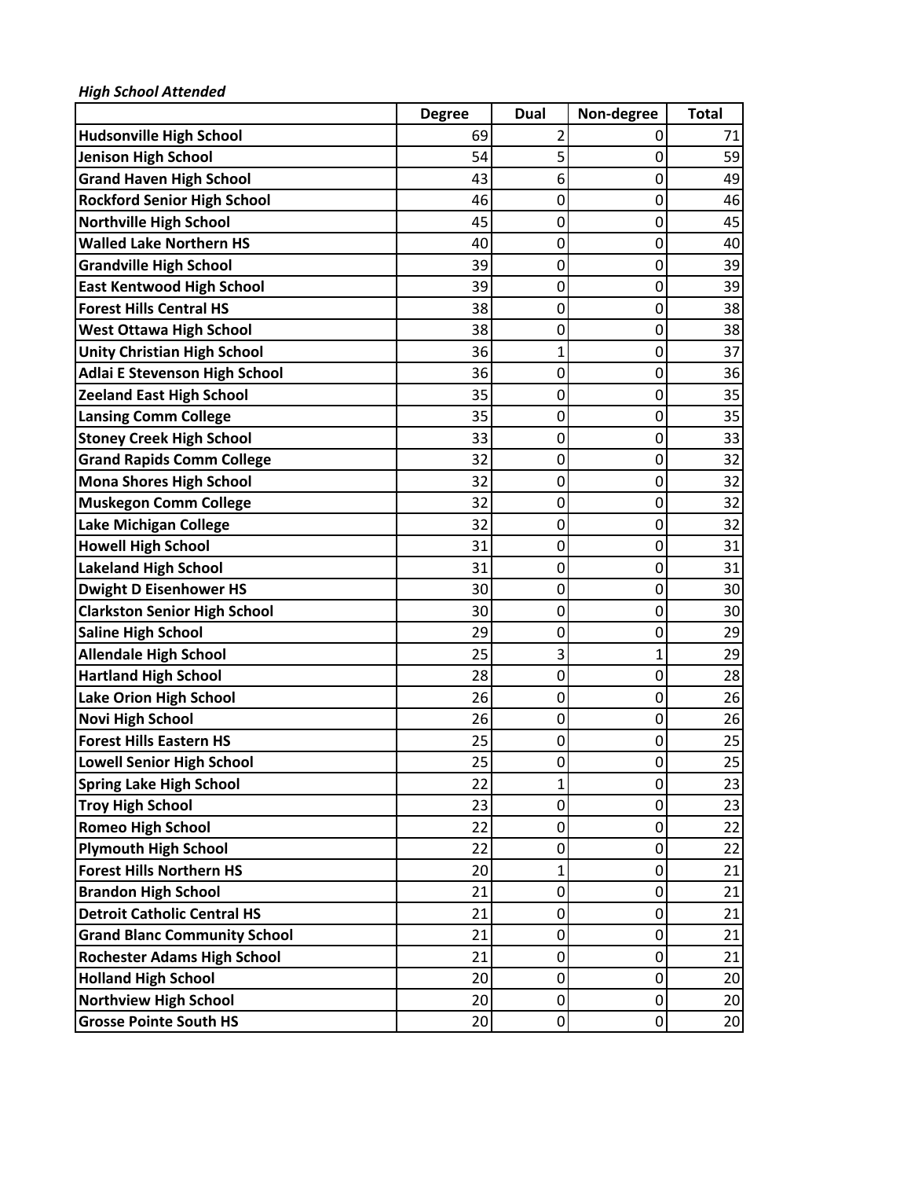***High School Attended***

| | Degree | Dual | Non-degree | Total |
|---|---|---|---|---|
| **Hudsonville High School** | 69 | 2 | 0 | 71 |
| **Jenison High School** | 54 | 5 | 0 | 59 |
| **Grand Haven High School** | 43 | 6 | 0 | 49 |
| **Rockford Senior High School** | 46 | 0 | 0 | 46 |
| **Northville High School** | 45 | 0 | 0 | 45 |
| **Walled Lake Northern HS** | 40 | 0 | 0 | 40 |
| **Grandville High School** | 39 | 0 | 0 | 39 |
| **East Kentwood High School** | 39 | 0 | 0 | 39 |
| **Forest Hills Central HS** | 38 | 0 | 0 | 38 |
| **West Ottawa High School** | 38 | 0 | 0 | 38 |
| **Unity Christian High School** | 36 | 1 | 0 | 37 |
| **Adlai E Stevenson High School** | 36 | 0 | 0 | 36 |
| **Zeeland East High School** | 35 | 0 | 0 | 35 |
| **Lansing Comm College** | 35 | 0 | 0 | 35 |
| **Stoney Creek High School** | 33 | 0 | 0 | 33 |
| **Grand Rapids Comm College** | 32 | 0 | 0 | 32 |
| **Mona Shores High School** | 32 | 0 | 0 | 32 |
| **Muskegon Comm College** | 32 | 0 | 0 | 32 |
| **Lake Michigan College** | 32 | 0 | 0 | 32 |
| **Howell High School** | 31 | 0 | 0 | 31 |
| **Lakeland High School** | 31 | 0 | 0 | 31 |
| **Dwight D Eisenhower HS** | 30 | 0 | 0 | 30 |
| **Clarkston Senior High School** | 30 | 0 | 0 | 30 |
| **Saline High School** | 29 | 0 | 0 | 29 |
| **Allendale High School** | 25 | 3 | 1 | 29 |
| **Hartland High School** | 28 | 0 | 0 | 28 |
| **Lake Orion High School** | 26 | 0 | 0 | 26 |
| **Novi High School** | 26 | 0 | 0 | 26 |
| **Forest Hills Eastern HS** | 25 | 0 | 0 | 25 |
| **Lowell Senior High School** | 25 | 0 | 0 | 25 |
| **Spring Lake High School** | 22 | 1 | 0 | 23 |
| **Troy High School** | 23 | 0 | 0 | 23 |
| **Romeo High School** | 22 | 0 | 0 | 22 |
| **Plymouth High School** | 22 | 0 | 0 | 22 |
| **Forest Hills Northern HS** | 20 | 1 | 0 | 21 |
| **Brandon High School** | 21 | 0 | 0 | 21 |
| **Detroit Catholic Central HS** | 21 | 0 | 0 | 21 |
| **Grand Blanc Community School** | 21 | 0 | 0 | 21 |
| **Rochester Adams High School** | 21 | 0 | 0 | 21 |
| **Holland High School** | 20 | 0 | 0 | 20 |
| **Northview High School** | 20 | 0 | 0 | 20 |
| **Grosse Pointe South HS** | 20 | 0 | 0 | 20 |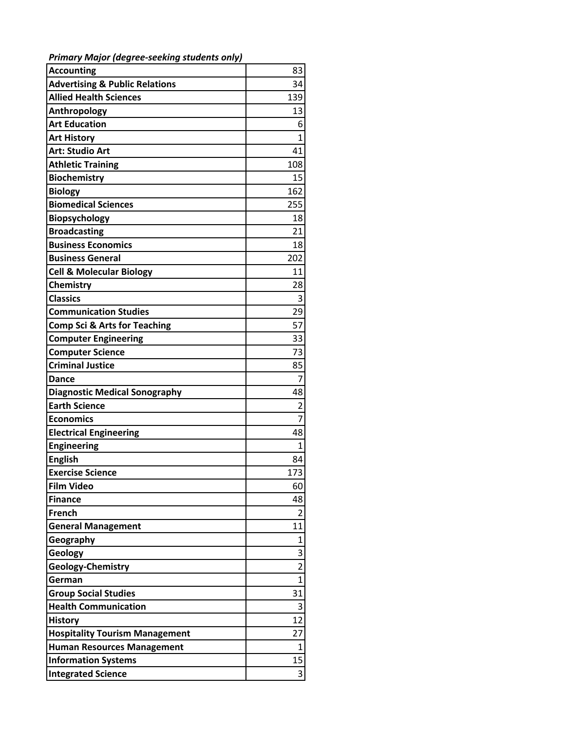*Primary Major (degree-seeking students only)*

| Major | Count |
|---|---|
| **Accounting** | 83 |
| **Advertising & Public Relations** | 34 |
| **Allied Health Sciences** | 139 |
| **Anthropology** | 13 |
| **Art Education** | 6 |
| **Art History** | 1 |
| **Art: Studio Art** | 41 |
| **Athletic Training** | 108 |
| **Biochemistry** | 15 |
| **Biology** | 162 |
| **Biomedical Sciences** | 255 |
| **Biopsychology** | 18 |
| **Broadcasting** | 21 |
| **Business Economics** | 18 |
| **Business General** | 202 |
| **Cell & Molecular Biology** | 11 |
| **Chemistry** | 28 |
| **Classics** | 3 |
| **Communication Studies** | 29 |
| **Comp Sci & Arts for Teaching** | 57 |
| **Computer Engineering** | 33 |
| **Computer Science** | 73 |
| **Criminal Justice** | 85 |
| **Dance** | 7 |
| **Diagnostic Medical Sonography** | 48 |
| **Earth Science** | 2 |
| **Economics** | 7 |
| **Electrical Engineering** | 48 |
| **Engineering** | 1 |
| **English** | 84 |
| **Exercise Science** | 173 |
| **Film Video** | 60 |
| **Finance** | 48 |
| **French** | 2 |
| **General Management** | 11 |
| **Geography** | 1 |
| **Geology** | 3 |
| **Geology-Chemistry** | 2 |
| **German** | 1 |
| **Group Social Studies** | 31 |
| **Health Communication** | 3 |
| **History** | 12 |
| **Hospitality Tourism Management** | 27 |
| **Human Resources Management** | 1 |
| **Information Systems** | 15 |
| **Integrated Science** | 3 |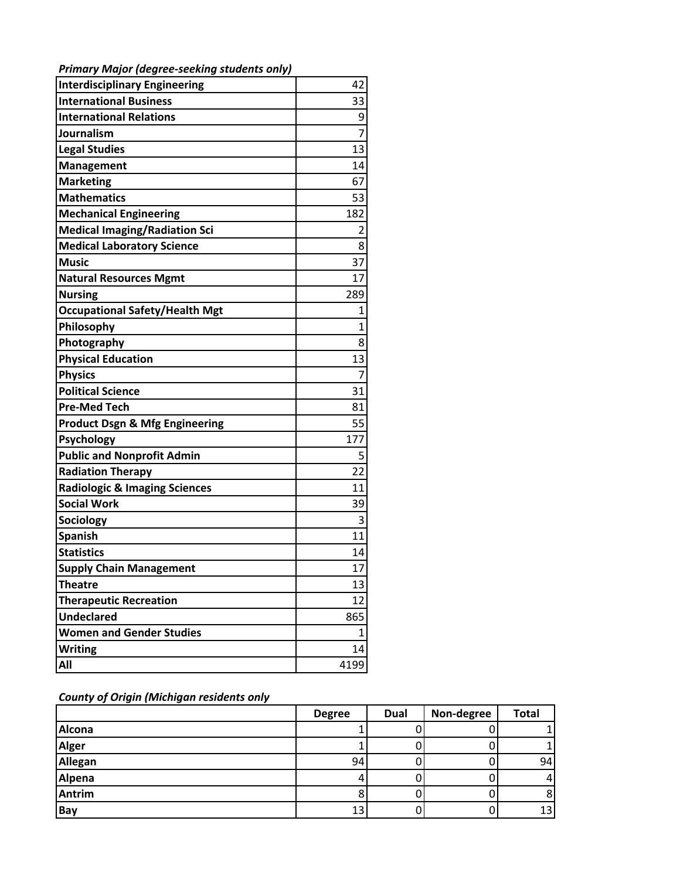*Primary Major (degree-seeking students only)*

| | |
|---|---|
| **Interdisciplinary Engineering** | 42 |
| **International Business** | 33 |
| **International Relations** | 9 |
| **Journalism** | 7 |
| **Legal Studies** | 13 |
| **Management** | 14 |
| **Marketing** | 67 |
| **Mathematics** | 53 |
| **Mechanical Engineering** | 182 |
| **Medical Imaging/Radiation Sci** | 2 |
| **Medical Laboratory Science** | 8 |
| **Music** | 37 |
| **Natural Resources Mgmt** | 17 |
| **Nursing** | 289 |
| **Occupational Safety/Health Mgt** | 1 |
| **Philosophy** | 1 |
| **Photography** | 8 |
| **Physical Education** | 13 |
| **Physics** | 7 |
| **Political Science** | 31 |
| **Pre-Med Tech** | 81 |
| **Product Dsgn & Mfg Engineering** | 55 |
| **Psychology** | 177 |
| **Public and Nonprofit Admin** | 5 |
| **Radiation Therapy** | 22 |
| **Radiologic & Imaging Sciences** | 11 |
| **Social Work** | 39 |
| **Sociology** | 3 |
| **Spanish** | 11 |
| **Statistics** | 14 |
| **Supply Chain Management** | 17 |
| **Theatre** | 13 |
| **Therapeutic Recreation** | 12 |
| **Undeclared** | 865 |
| **Women and Gender Studies** | 1 |
| **Writing** | 14 |
| **All** | 4199 |

*County of Origin (Michigan residents only*

| | Degree | Dual | Non-degree | Total |
|---|---|---|---|---|
| **Alcona** | 1 | 0 | 0 | 1 |
| **Alger** | 1 | 0 | 0 | 1 |
| **Allegan** | 94 | 0 | 0 | 94 |
| **Alpena** | 4 | 0 | 0 | 4 |
| **Antrim** | 8 | 0 | 0 | 8 |
| **Bay** | 13 | 0 | 0 | 13 |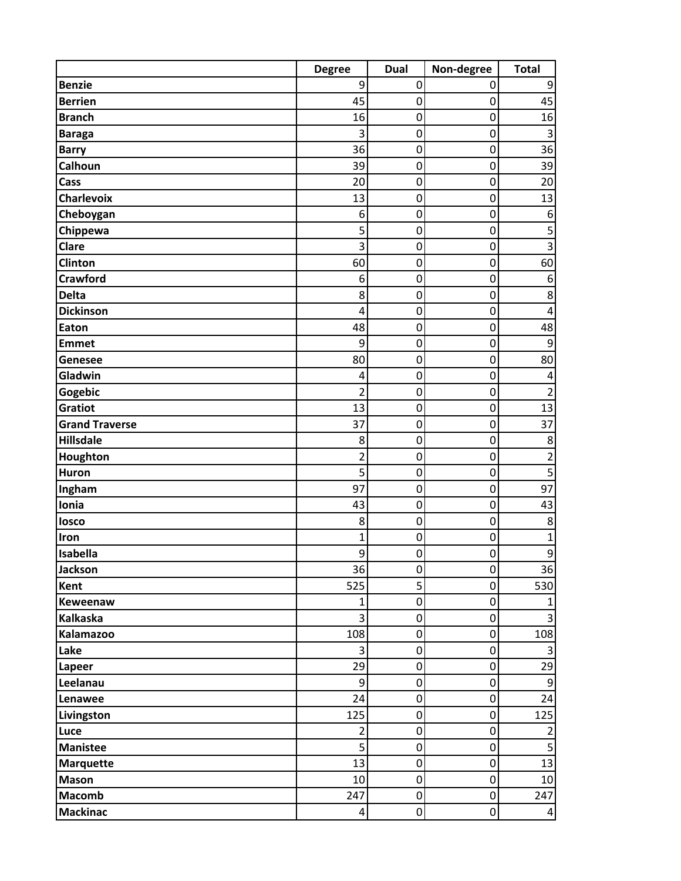| | Degree | Dual | Non-degree | Total |
|---|---|---|---|---|
| **Benzie** | 9 | 0 | 0 | 9 |
| **Berrien** | 45 | 0 | 0 | 45 |
| **Branch** | 16 | 0 | 0 | 16 |
| **Baraga** | 3 | 0 | 0 | 3 |
| **Barry** | 36 | 0 | 0 | 36 |
| **Calhoun** | 39 | 0 | 0 | 39 |
| **Cass** | 20 | 0 | 0 | 20 |
| **Charlevoix** | 13 | 0 | 0 | 13 |
| **Cheboygan** | 6 | 0 | 0 | 6 |
| **Chippewa** | 5 | 0 | 0 | 5 |
| **Clare** | 3 | 0 | 0 | 3 |
| **Clinton** | 60 | 0 | 0 | 60 |
| **Crawford** | 6 | 0 | 0 | 6 |
| **Delta** | 8 | 0 | 0 | 8 |
| **Dickinson** | 4 | 0 | 0 | 4 |
| **Eaton** | 48 | 0 | 0 | 48 |
| **Emmet** | 9 | 0 | 0 | 9 |
| **Genesee** | 80 | 0 | 0 | 80 |
| **Gladwin** | 4 | 0 | 0 | 4 |
| **Gogebic** | 2 | 0 | 0 | 2 |
| **Gratiot** | 13 | 0 | 0 | 13 |
| **Grand Traverse** | 37 | 0 | 0 | 37 |
| **Hillsdale** | 8 | 0 | 0 | 8 |
| **Houghton** | 2 | 0 | 0 | 2 |
| **Huron** | 5 | 0 | 0 | 5 |
| **Ingham** | 97 | 0 | 0 | 97 |
| **Ionia** | 43 | 0 | 0 | 43 |
| **Iosco** | 8 | 0 | 0 | 8 |
| **Iron** | 1 | 0 | 0 | 1 |
| **Isabella** | 9 | 0 | 0 | 9 |
| **Jackson** | 36 | 0 | 0 | 36 |
| **Kent** | 525 | 5 | 0 | 530 |
| **Keweenaw** | 1 | 0 | 0 | 1 |
| **Kalkaska** | 3 | 0 | 0 | 3 |
| **Kalamazoo** | 108 | 0 | 0 | 108 |
| **Lake** | 3 | 0 | 0 | 3 |
| **Lapeer** | 29 | 0 | 0 | 29 |
| **Leelanau** | 9 | 0 | 0 | 9 |
| **Lenawee** | 24 | 0 | 0 | 24 |
| **Livingston** | 125 | 0 | 0 | 125 |
| **Luce** | 2 | 0 | 0 | 2 |
| **Manistee** | 5 | 0 | 0 | 5 |
| **Marquette** | 13 | 0 | 0 | 13 |
| **Mason** | 10 | 0 | 0 | 10 |
| **Macomb** | 247 | 0 | 0 | 247 |
| **Mackinac** | 4 | 0 | 0 | 4 |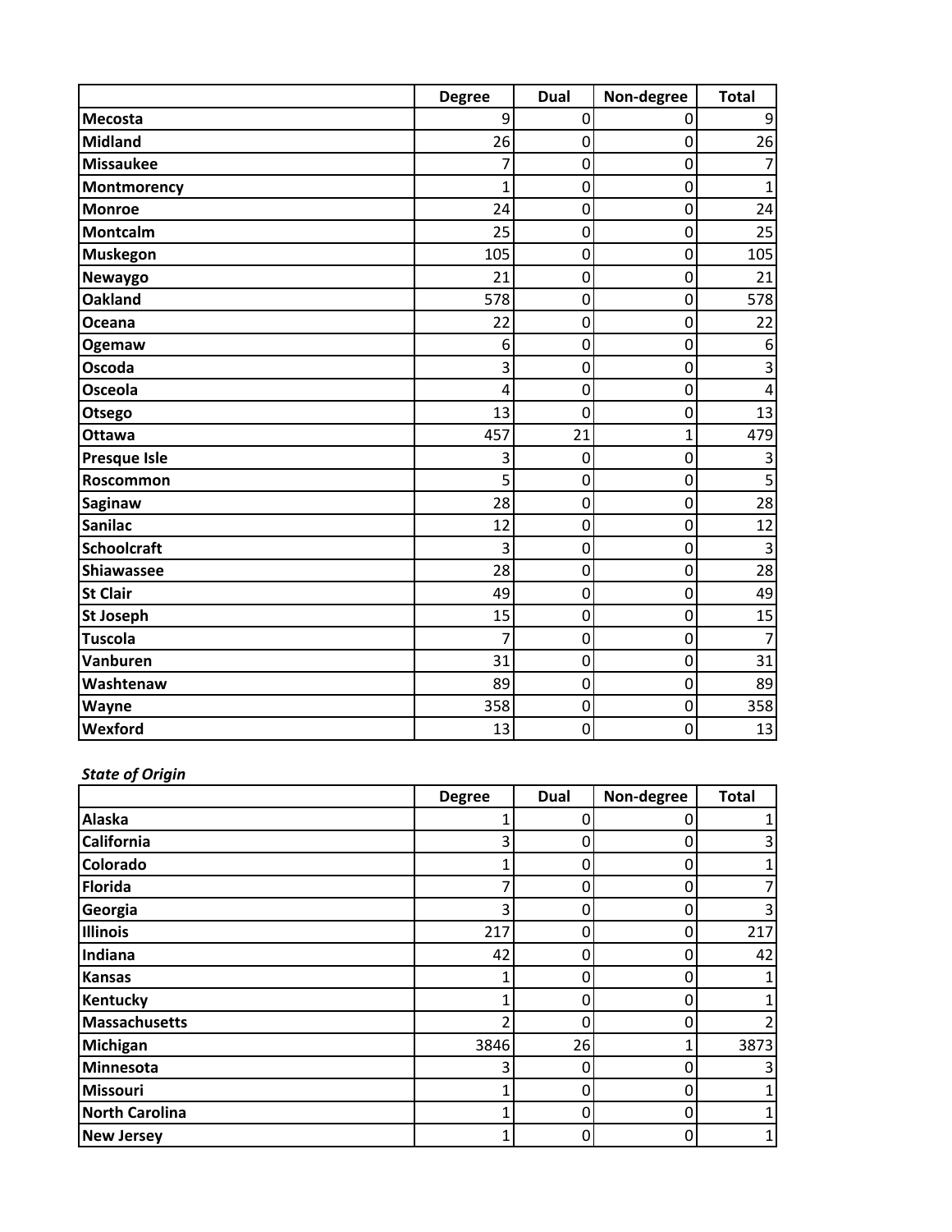| | Degree | Dual | Non-degree | Total |
|---|---|---|---|---|
| **Mecosta** | 9 | 0 | 0 | 9 |
| **Midland** | 26 | 0 | 0 | 26 |
| **Missaukee** | 7 | 0 | 0 | 7 |
| **Montmorency** | 1 | 0 | 0 | 1 |
| **Monroe** | 24 | 0 | 0 | 24 |
| **Montcalm** | 25 | 0 | 0 | 25 |
| **Muskegon** | 105 | 0 | 0 | 105 |
| **Newaygo** | 21 | 0 | 0 | 21 |
| **Oakland** | 578 | 0 | 0 | 578 |
| **Oceana** | 22 | 0 | 0 | 22 |
| **Ogemaw** | 6 | 0 | 0 | 6 |
| **Oscoda** | 3 | 0 | 0 | 3 |
| **Osceola** | 4 | 0 | 0 | 4 |
| **Otsego** | 13 | 0 | 0 | 13 |
| **Ottawa** | 457 | 21 | 1 | 479 |
| **Presque Isle** | 3 | 0 | 0 | 3 |
| **Roscommon** | 5 | 0 | 0 | 5 |
| **Saginaw** | 28 | 0 | 0 | 28 |
| **Sanilac** | 12 | 0 | 0 | 12 |
| **Schoolcraft** | 3 | 0 | 0 | 3 |
| **Shiawassee** | 28 | 0 | 0 | 28 |
| **St Clair** | 49 | 0 | 0 | 49 |
| **St Joseph** | 15 | 0 | 0 | 15 |
| **Tuscola** | 7 | 0 | 0 | 7 |
| **Vanburen** | 31 | 0 | 0 | 31 |
| **Washtenaw** | 89 | 0 | 0 | 89 |
| **Wayne** | 358 | 0 | 0 | 358 |
| **Wexford** | 13 | 0 | 0 | 13 |

***State of Origin***

| | Degree | Dual | Non-degree | Total |
|---|---|---|---|---|
| **Alaska** | 1 | 0 | 0 | 1 |
| **California** | 3 | 0 | 0 | 3 |
| **Colorado** | 1 | 0 | 0 | 1 |
| **Florida** | 7 | 0 | 0 | 7 |
| **Georgia** | 3 | 0 | 0 | 3 |
| **Illinois** | 217 | 0 | 0 | 217 |
| **Indiana** | 42 | 0 | 0 | 42 |
| **Kansas** | 1 | 0 | 0 | 1 |
| **Kentucky** | 1 | 0 | 0 | 1 |
| **Massachusetts** | 2 | 0 | 0 | 2 |
| **Michigan** | 3846 | 26 | 1 | 3873 |
| **Minnesota** | 3 | 0 | 0 | 3 |
| **Missouri** | 1 | 0 | 0 | 1 |
| **North Carolina** | 1 | 0 | 0 | 1 |
| **New Jersey** | 1 | 0 | 0 | 1 |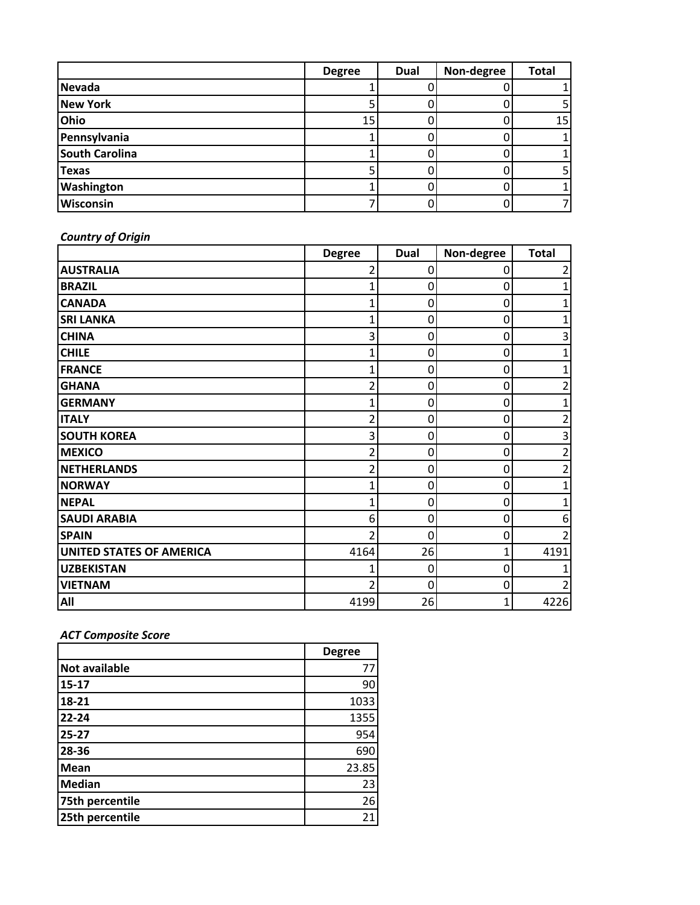| | Degree | Dual | Non-degree | Total |
|---|---|---|---|---|
| **Nevada** | 1 | 0 | 0 | 1 |
| **New York** | 5 | 0 | 0 | 5 |
| **Ohio** | 15 | 0 | 0 | 15 |
| **Pennsylvania** | 1 | 0 | 0 | 1 |
| **South Carolina** | 1 | 0 | 0 | 1 |
| **Texas** | 5 | 0 | 0 | 5 |
| **Washington** | 1 | 0 | 0 | 1 |
| **Wisconsin** | 7 | 0 | 0 | 7 |

***Country of Origin***

| | Degree | Dual | Non-degree | Total |
|---|---|---|---|---|
| **AUSTRALIA** | 2 | 0 | 0 | 2 |
| **BRAZIL** | 1 | 0 | 0 | 1 |
| **CANADA** | 1 | 0 | 0 | 1 |
| **SRI LANKA** | 1 | 0 | 0 | 1 |
| **CHINA** | 3 | 0 | 0 | 3 |
| **CHILE** | 1 | 0 | 0 | 1 |
| **FRANCE** | 1 | 0 | 0 | 1 |
| **GHANA** | 2 | 0 | 0 | 2 |
| **GERMANY** | 1 | 0 | 0 | 1 |
| **ITALY** | 2 | 0 | 0 | 2 |
| **SOUTH KOREA** | 3 | 0 | 0 | 3 |
| **MEXICO** | 2 | 0 | 0 | 2 |
| **NETHERLANDS** | 2 | 0 | 0 | 2 |
| **NORWAY** | 1 | 0 | 0 | 1 |
| **NEPAL** | 1 | 0 | 0 | 1 |
| **SAUDI ARABIA** | 6 | 0 | 0 | 6 |
| **SPAIN** | 2 | 0 | 0 | 2 |
| **UNITED STATES OF AMERICA** | 4164 | 26 | 1 | 4191 |
| **UZBEKISTAN** | 1 | 0 | 0 | 1 |
| **VIETNAM** | 2 | 0 | 0 | 2 |
| **All** | 4199 | 26 | 1 | 4226 |

***ACT Composite Score***

| | Degree |
|---|---|
| **Not available** | 77 |
| **15-17** | 90 |
| **18-21** | 1033 |
| **22-24** | 1355 |
| **25-27** | 954 |
| **28-36** | 690 |
| **Mean** | 23.85 |
| **Median** | 23 |
| **75th percentile** | 26 |
| **25th percentile** | 21 |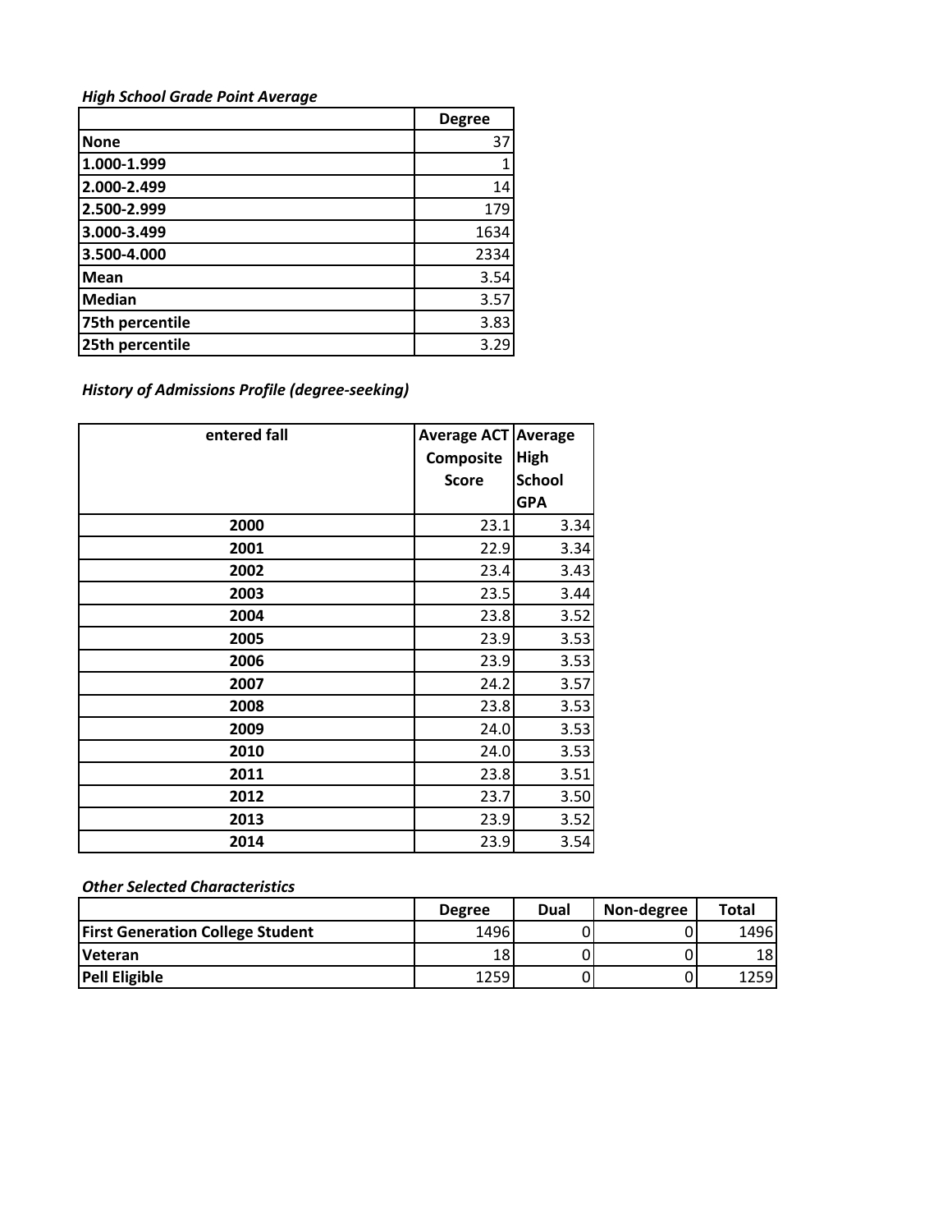*High School Grade Point Average*

| | Degree |
|---|---|
| **None** | 37 |
| **1.000-1.999** | 1 |
| **2.000-2.499** | 14 |
| **2.500-2.999** | 179 |
| **3.000-3.499** | 1634 |
| **3.500-4.000** | 2334 |
| **Mean** | 3.54 |
| **Median** | 3.57 |
| **75th percentile** | 3.83 |
| **25th percentile** | 3.29 |

*History of Admissions Profile (degree-seeking)*

| entered fall | Average ACT Composite Score | Average High School GPA |
|---|---|---|
| **2000** | 23.1 | 3.34 |
| **2001** | 22.9 | 3.34 |
| **2002** | 23.4 | 3.43 |
| **2003** | 23.5 | 3.44 |
| **2004** | 23.8 | 3.52 |
| **2005** | 23.9 | 3.53 |
| **2006** | 23.9 | 3.53 |
| **2007** | 24.2 | 3.57 |
| **2008** | 23.8 | 3.53 |
| **2009** | 24.0 | 3.53 |
| **2010** | 24.0 | 3.53 |
| **2011** | 23.8 | 3.51 |
| **2012** | 23.7 | 3.50 |
| **2013** | 23.9 | 3.52 |
| **2014** | 23.9 | 3.54 |

*Other Selected Characteristics*

| | Degree | Dual | Non-degree | Total |
|---|---|---|---|---|
| **First Generation College Student** | 1496 | 0 | 0 | 1496 |
| **Veteran** | 18 | 0 | 0 | 18 |
| **Pell Eligible** | 1259 | 0 | 0 | 1259 |